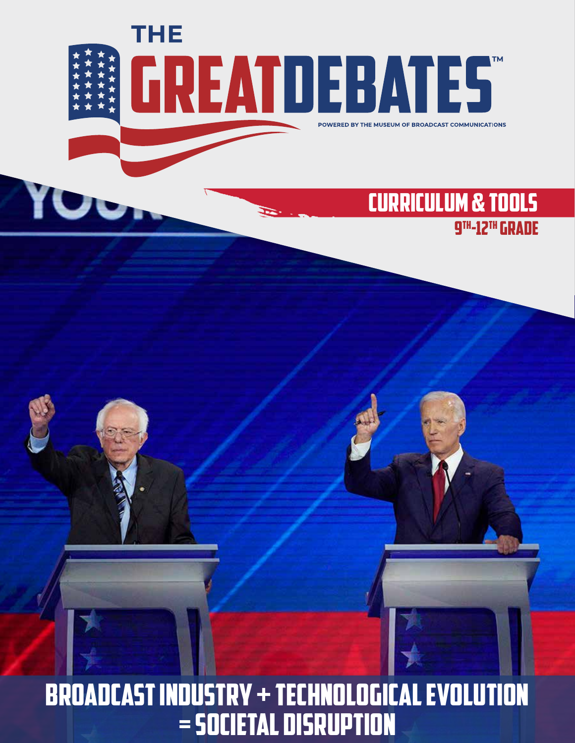# THE GREAT DEBATES™

POWERED BY THE MUSEUM OF BROADCAST COMMUNICATIONS

## CURRICULUM & TOOLS

### 9TH-12TH GRADE

# BROADCAST INDUSTRY + TECHNOLOGICAL EVOLUTION = SOCIETAL DISRUPTION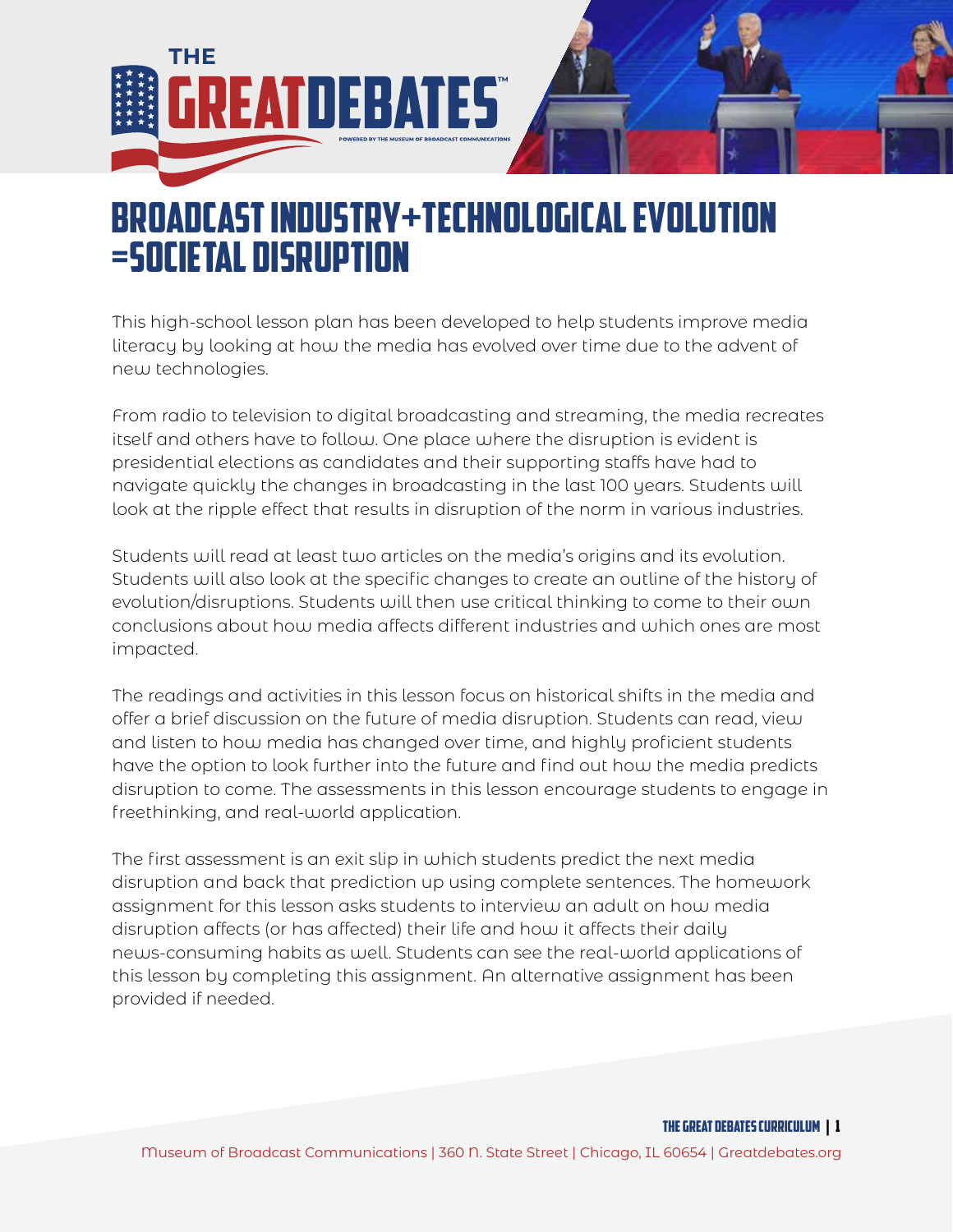# Broadcast Industry+Technological Evolution =Societal Disruption

This high-school lesson plan has been developed to help students improve media literacy by looking at how the media has evolved over time due to the advent of new technologies.

From radio to television to digital broadcasting and streaming, the media recreates itself and others have to follow. One place where the disruption is evident is presidential elections as candidates and their supporting staffs have had to navigate quickly the changes in broadcasting in the last 100 years. Students will look at the ripple effect that results in disruption of the norm in various industries.

Students will read at least two articles on the media's origins and its evolution. Students will also look at the specific changes to create an outline of the history of evolution/disruptions. Students will then use critical thinking to come to their own conclusions about how media affects different industries and which ones are most impacted.

The readings and activities in this lesson focus on historical shifts in the media and offer a brief discussion on the future of media disruption. Students can read, view and listen to how media has changed over time, and highly proficient students have the option to look further into the future and find out how the media predicts disruption to come. The assessments in this lesson encourage students to engage in freethinking, and real-world application.

The first assessment is an exit slip in which students predict the next media disruption and back that prediction up using complete sentences. The homework assignment for this lesson asks students to interview an adult on how media disruption affects (or has affected) their life and how it affects their daily news-consuming habits as well. Students can see the real-world applications of this lesson by completing this assignment. An alternative assignment has been provided if needed.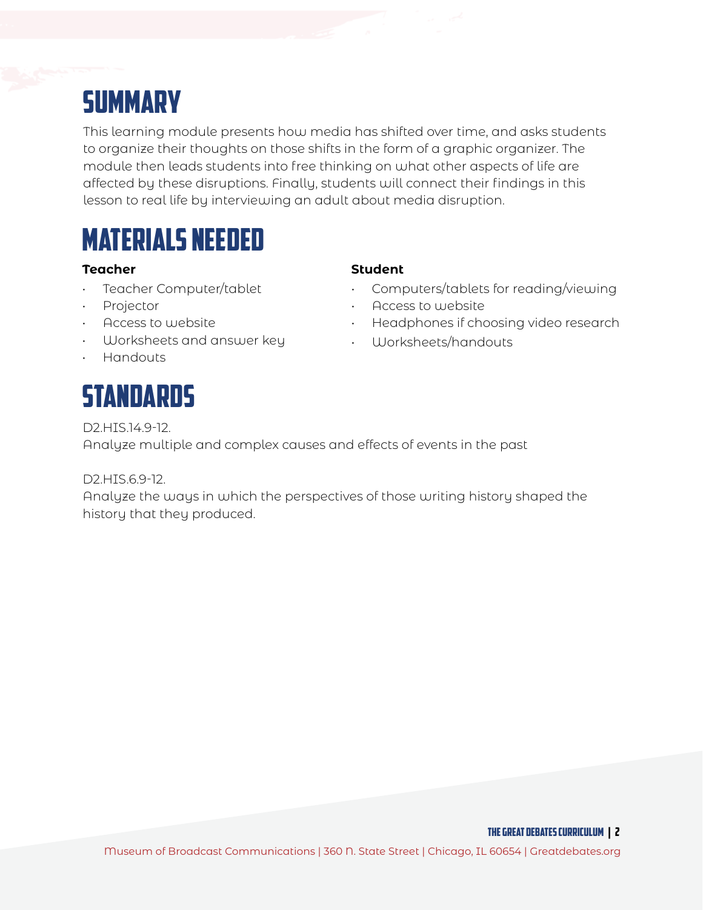# SUMMARY

This learning module presents how media has shifted over time, and asks students to organize their thoughts on those shifts in the form of a graphic organizer. The module then leads students into free thinking on what other aspects of life are affected by these disruptions. Finally, students will connect their findings in this lesson to real life by interviewing an adult about media disruption.

# MATERIALS NEEDED

**Teacher**

- Teacher Computer/tablet
- Projector
- Access to website
- Worksheets and answer key
- Handouts

**Student**

- Computers/tablets for reading/viewing
- Access to website
- Headphones if choosing video research
- Worksheets/handouts

# STANDARDS

D2.HIS.14.9-12.
Analyze multiple and complex causes and effects of events in the past

D2.HIS.6.9-12.
Analyze the ways in which the perspectives of those writing history shaped the history that they produced.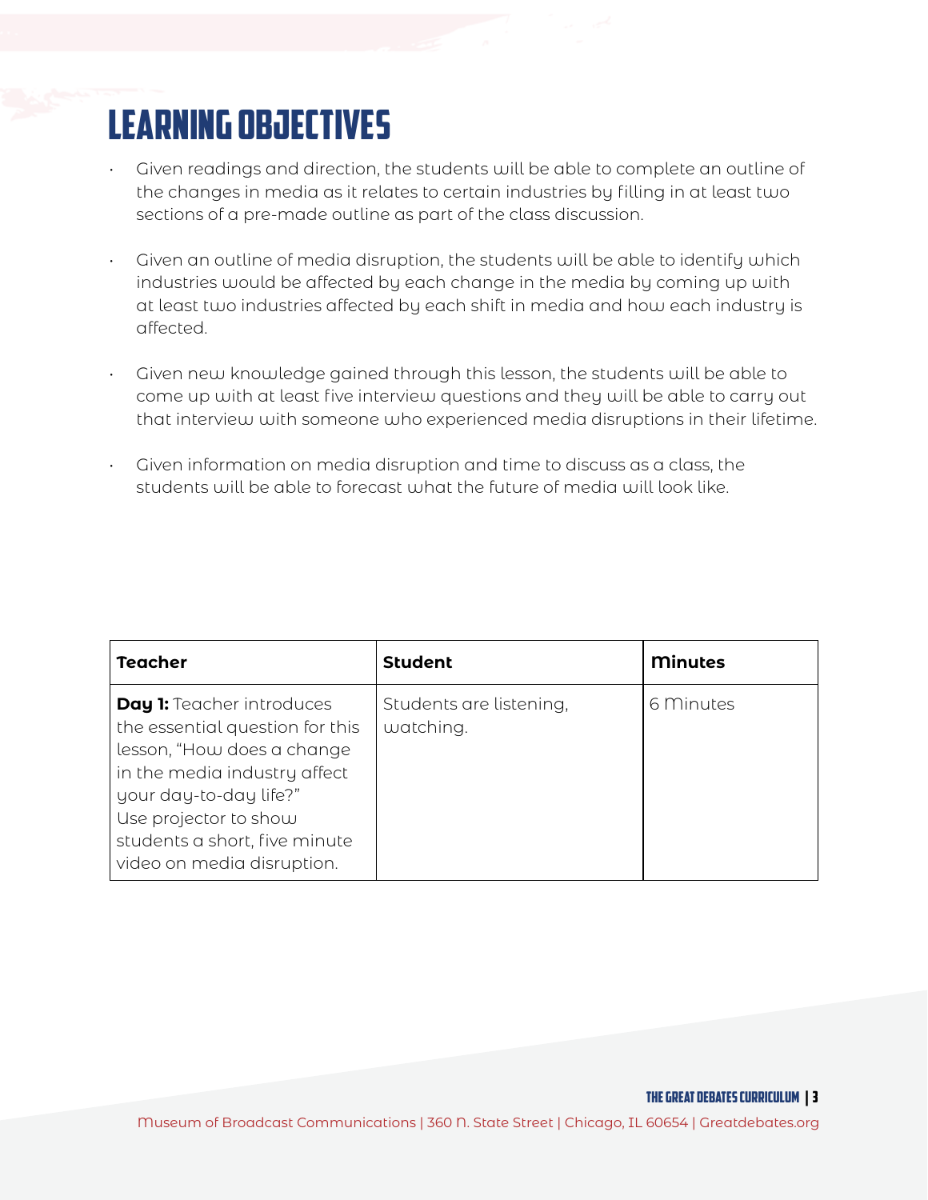# LEARNING OBJECTIVES

- Given readings and direction, the students will be able to complete an outline of the changes in media as it relates to certain industries by filling in at least two sections of a pre-made outline as part of the class discussion.

- Given an outline of media disruption, the students will be able to identify which industries would be affected by each change in the media by coming up with at least two industries affected by each shift in media and how each industry is affected.

- Given new knowledge gained through this lesson, the students will be able to come up with at least five interview questions and they will be able to carry out that interview with someone who experienced media disruptions in their lifetime.

- Given information on media disruption and time to discuss as a class, the students will be able to forecast what the future of media will look like.

| Teacher | Student | Minutes |
|---|---|---|
| **Day 1:** Teacher introduces the essential question for this lesson, "How does a change in the media industry affect your day-to-day life?" Use projector to show students a short, five minute video on media disruption. | Students are listening, watching. | 6 Minutes |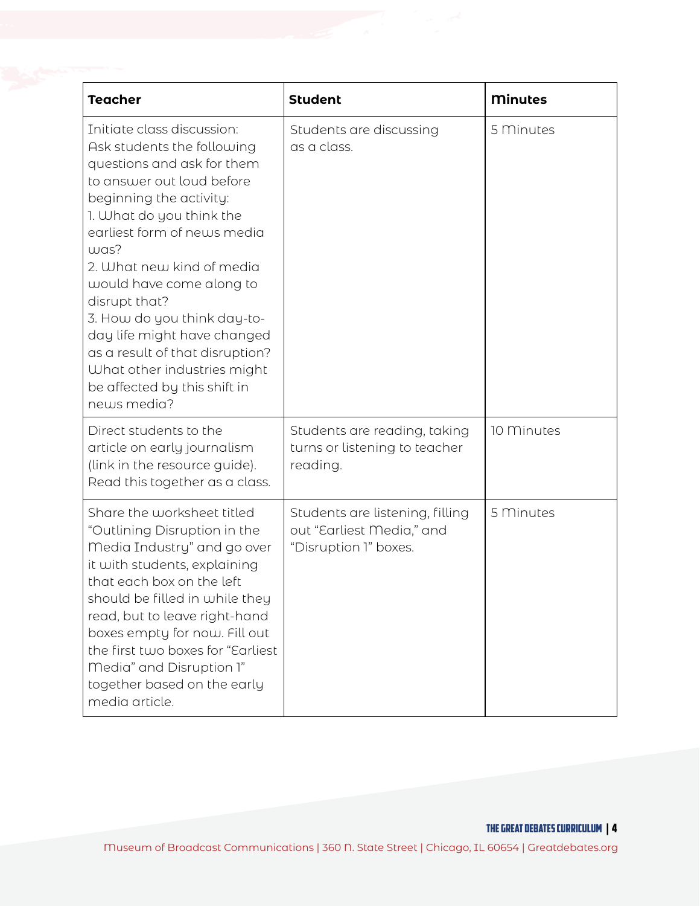| Teacher | Student | Minutes |
| --- | --- | --- |
| Initiate class discussion: Ask students the following questions and ask for them to answer out loud before beginning the activity:<br>1. What do you think the earliest form of news media was?<br>2. What new kind of media would have come along to disrupt that?<br>3. How do you think day-to-day life might have changed as a result of that disruption? What other industries might be affected by this shift in news media? | Students are discussing as a class. | 5 Minutes |
| Direct students to the article on early journalism (link in the resource guide). Read this together as a class. | Students are reading, taking turns or listening to teacher reading. | 10 Minutes |
| Share the worksheet titled "Outlining Disruption in the Media Industry" and go over it with students, explaining that each box on the left should be filled in while they read, but to leave right-hand boxes empty for now. Fill out the first two boxes for "Earliest Media" and Disruption 1" together based on the early media article. | Students are listening, filling out "Earliest Media," and "Disruption 1" boxes. | 5 Minutes |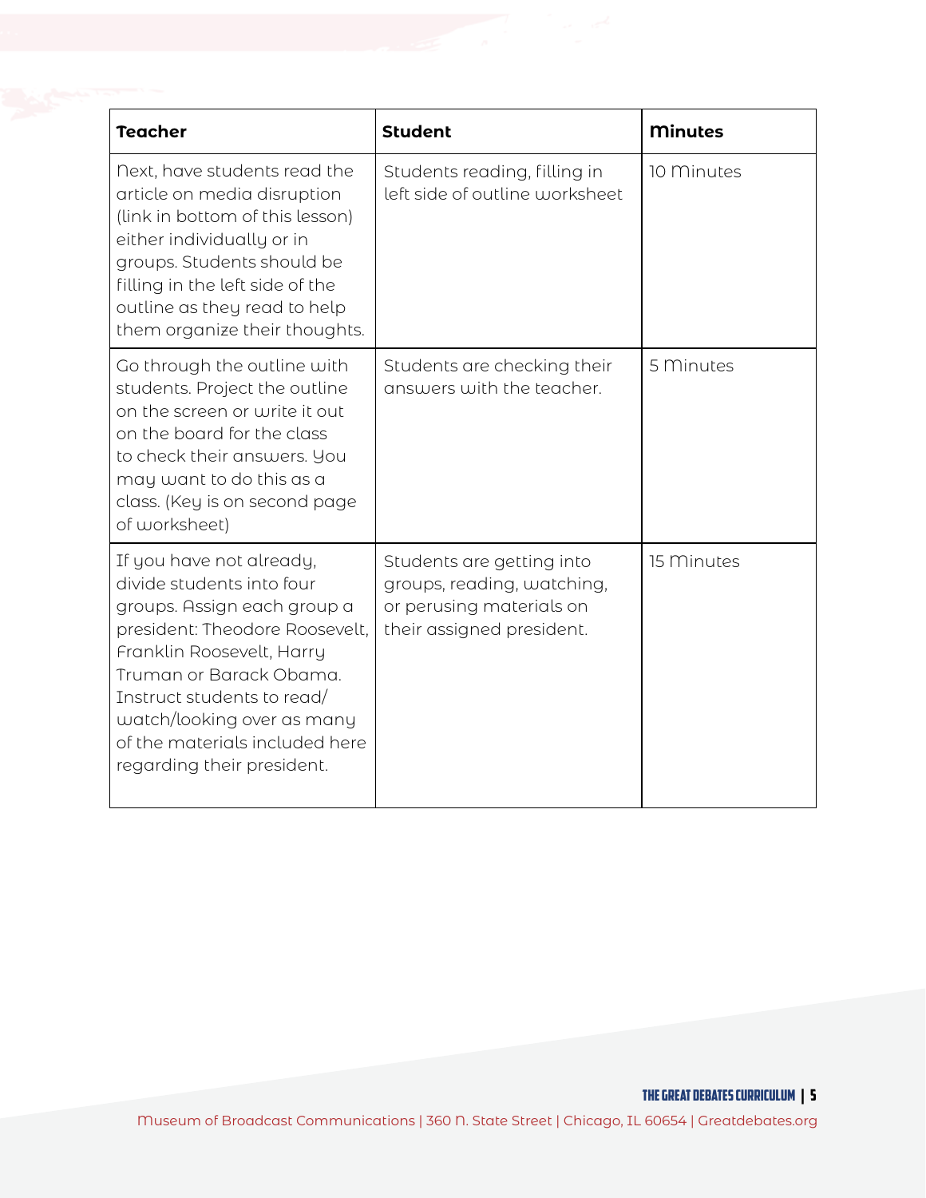| Teacher | Student | Minutes |
| --- | --- | --- |
| Next, have students read the article on media disruption (link in bottom of this lesson) either individually or in groups. Students should be filling in the left side of the outline as they read to help them organize their thoughts. | Students reading, filling in left side of outline worksheet | 10 Minutes |
| Go through the outline with students. Project the outline on the screen or write it out on the board for the class to check their answers. You may want to do this as a class. (Key is on second page of worksheet) | Students are checking their answers with the teacher. | 5 Minutes |
| If you have not already, divide students into four groups. Assign each group a president: Theodore Roosevelt, Franklin Roosevelt, Harry Truman or Barack Obama. Instruct students to read/ watch/looking over as many of the materials included here regarding their president. | Students are getting into groups, reading, watching, or perusing materials on their assigned president. | 15 Minutes |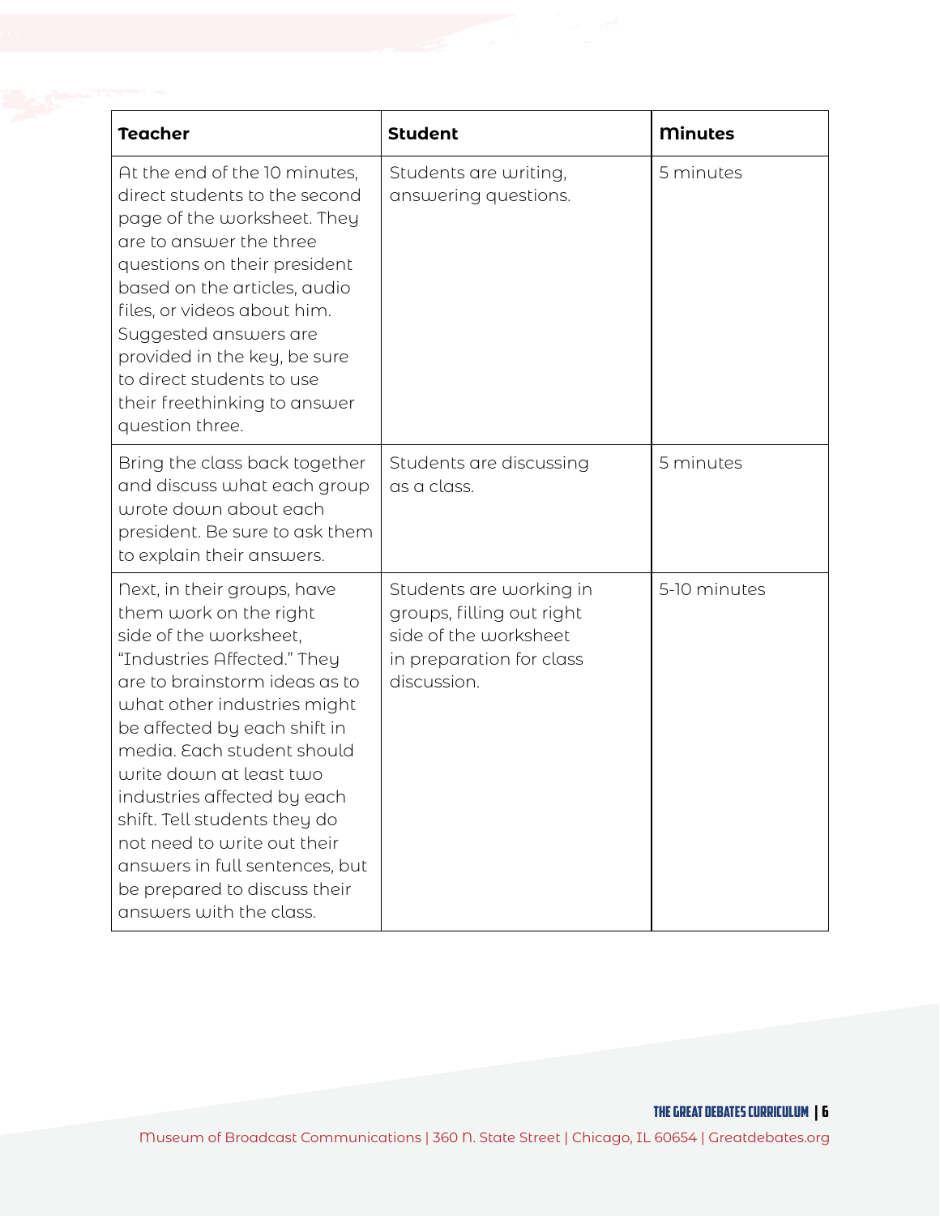| Teacher | Student | Minutes |
| --- | --- | --- |
| At the end of the 10 minutes, direct students to the second page of the worksheet. They are to answer the three questions on their president based on the articles, audio files, or videos about him. Suggested answers are provided in the key, be sure to direct students to use their freethinking to answer question three. | Students are writing, answering questions. | 5 minutes |
| Bring the class back together and discuss what each group wrote down about each president. Be sure to ask them to explain their answers. | Students are discussing as a class. | 5 minutes |
| Next, in their groups, have them work on the right side of the worksheet, "Industries Affected." They are to brainstorm ideas as to what other industries might be affected by each shift in media. Each student should write down at least two industries affected by each shift. Tell students they do not need to write out their answers in full sentences, but be prepared to discuss their answers with the class. | Students are working in groups, filling out right side of the worksheet in preparation for class discussion. | 5-10 minutes |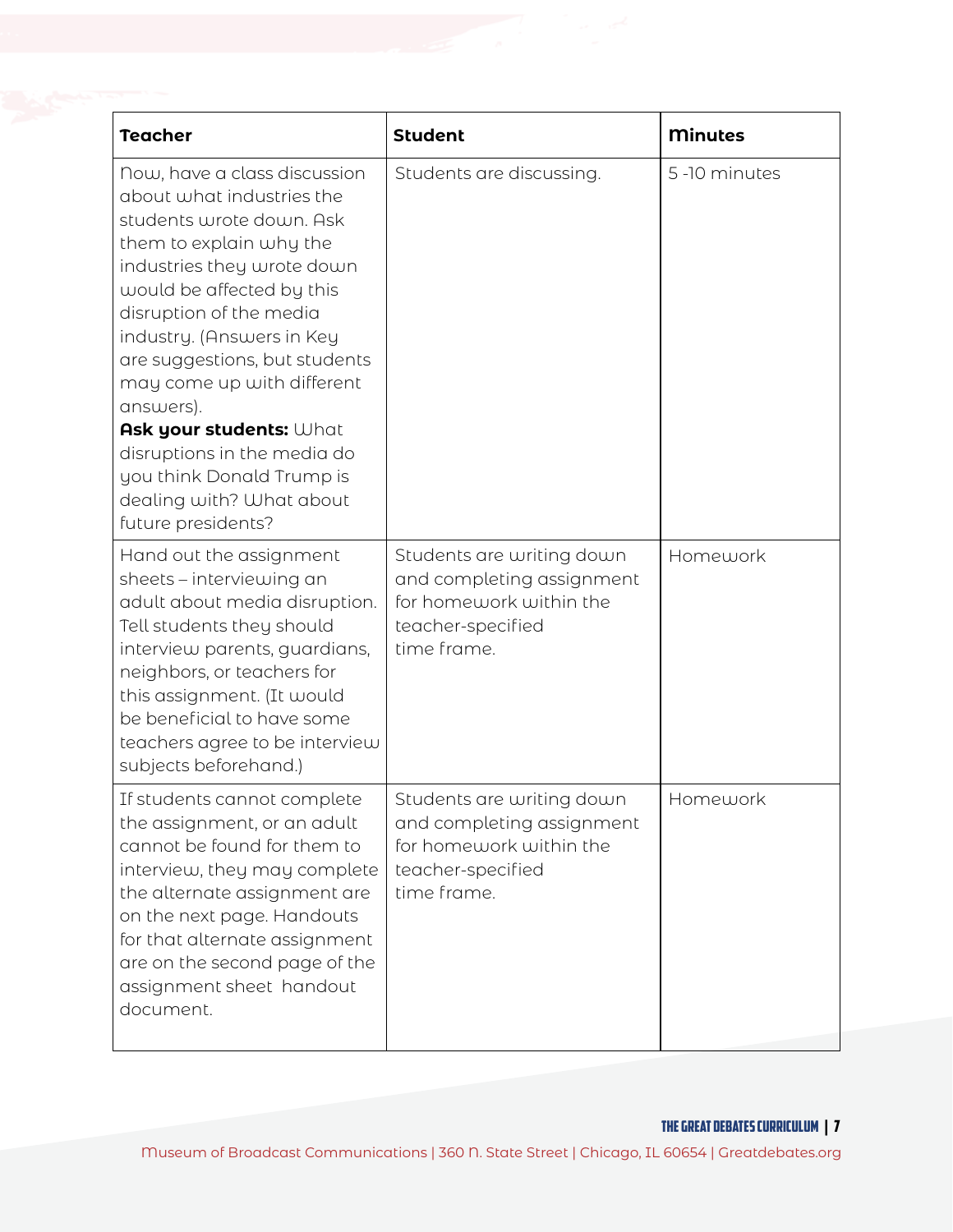| Teacher | Student | Minutes |
| --- | --- | --- |
| Now, have a class discussion about what industries the students wrote down. Ask them to explain why the industries they wrote down would be affected by this disruption of the media industry. (Answers in Key are suggestions, but students may come up with different answers). **Ask your students:** What disruptions in the media do you think Donald Trump is dealing with? What about future presidents? | Students are discussing. | 5 -10 minutes |
| Hand out the assignment sheets – interviewing an adult about media disruption. Tell students they should interview parents, guardians, neighbors, or teachers for this assignment. (It would be beneficial to have some teachers agree to be interview subjects beforehand.) | Students are writing down and completing assignment for homework within the teacher-specified time frame. | Homework |
| If students cannot complete the assignment, or an adult cannot be found for them to interview, they may complete the alternate assignment are on the next page. Handouts for that alternate assignment are on the second page of the assignment sheet handout document. | Students are writing down and completing assignment for homework within the teacher-specified time frame. | Homework |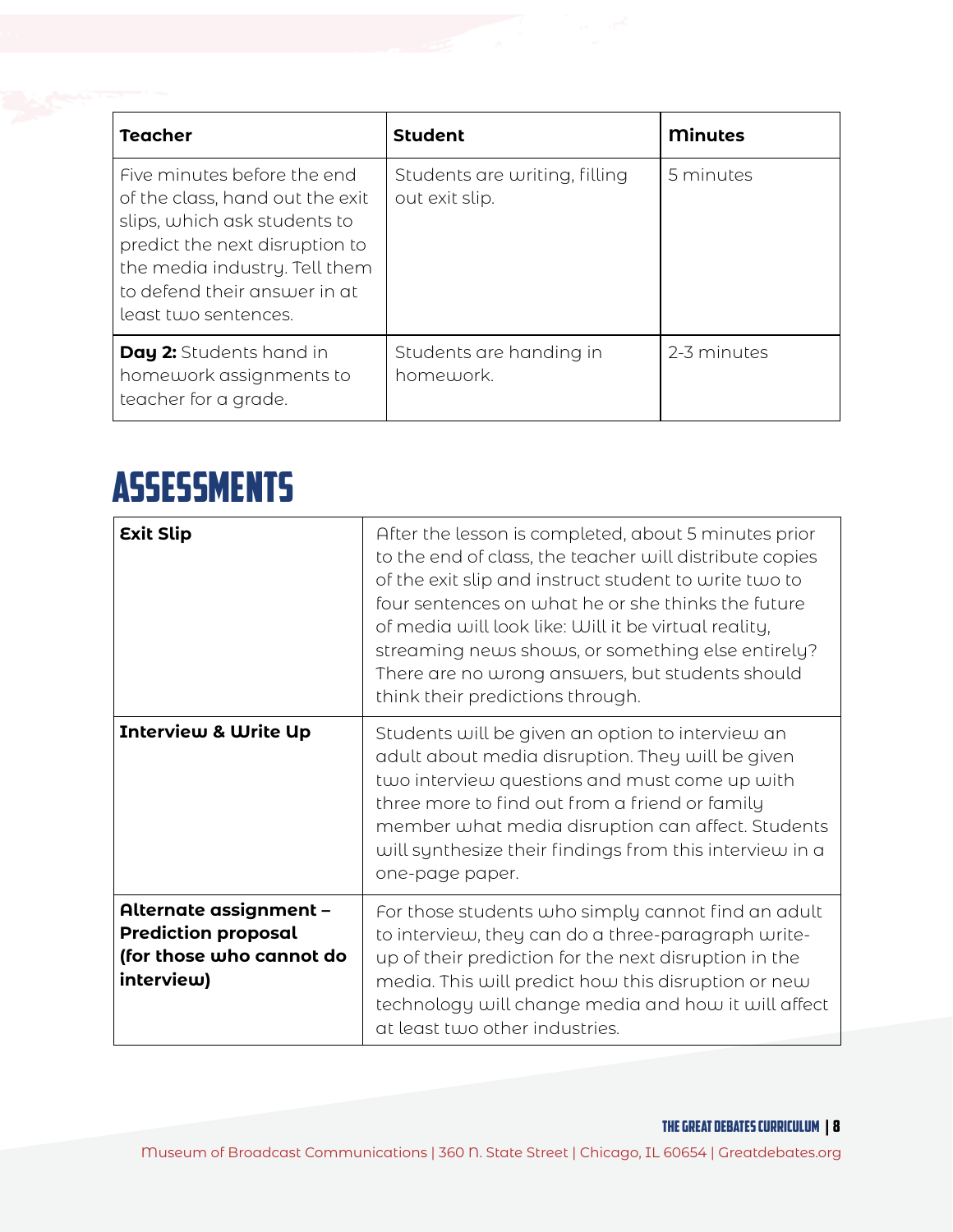| Teacher | Student | Minutes |
|---|---|---|
| Five minutes before the end of the class, hand out the exit slips, which ask students to predict the next disruption to the media industry. Tell them to defend their answer in at least two sentences. | Students are writing, filling out exit slip. | 5 minutes |
| **Day 2:** Students hand in homework assignments to teacher for a grade. | Students are handing in homework. | 2-3 minutes |

# ASSESSMENTS

| | |
|---|---|
| **Exit Slip** | After the lesson is completed, about 5 minutes prior to the end of class, the teacher will distribute copies of the exit slip and instruct student to write two to four sentences on what he or she thinks the future of media will look like: Will it be virtual reality, streaming news shows, or something else entirely? There are no wrong answers, but students should think their predictions through. |
| **Interview & Write Up** | Students will be given an option to interview an adult about media disruption. They will be given two interview questions and must come up with three more to find out from a friend or family member what media disruption can affect. Students will synthesize their findings from this interview in a one-page paper. |
| **Alternate assignment – Prediction proposal (for those who cannot do interview)** | For those students who simply cannot find an adult to interview, they can do a three-paragraph write-up of their prediction for the next disruption in the media. This will predict how this disruption or new technology will change media and how it will affect at least two other industries. |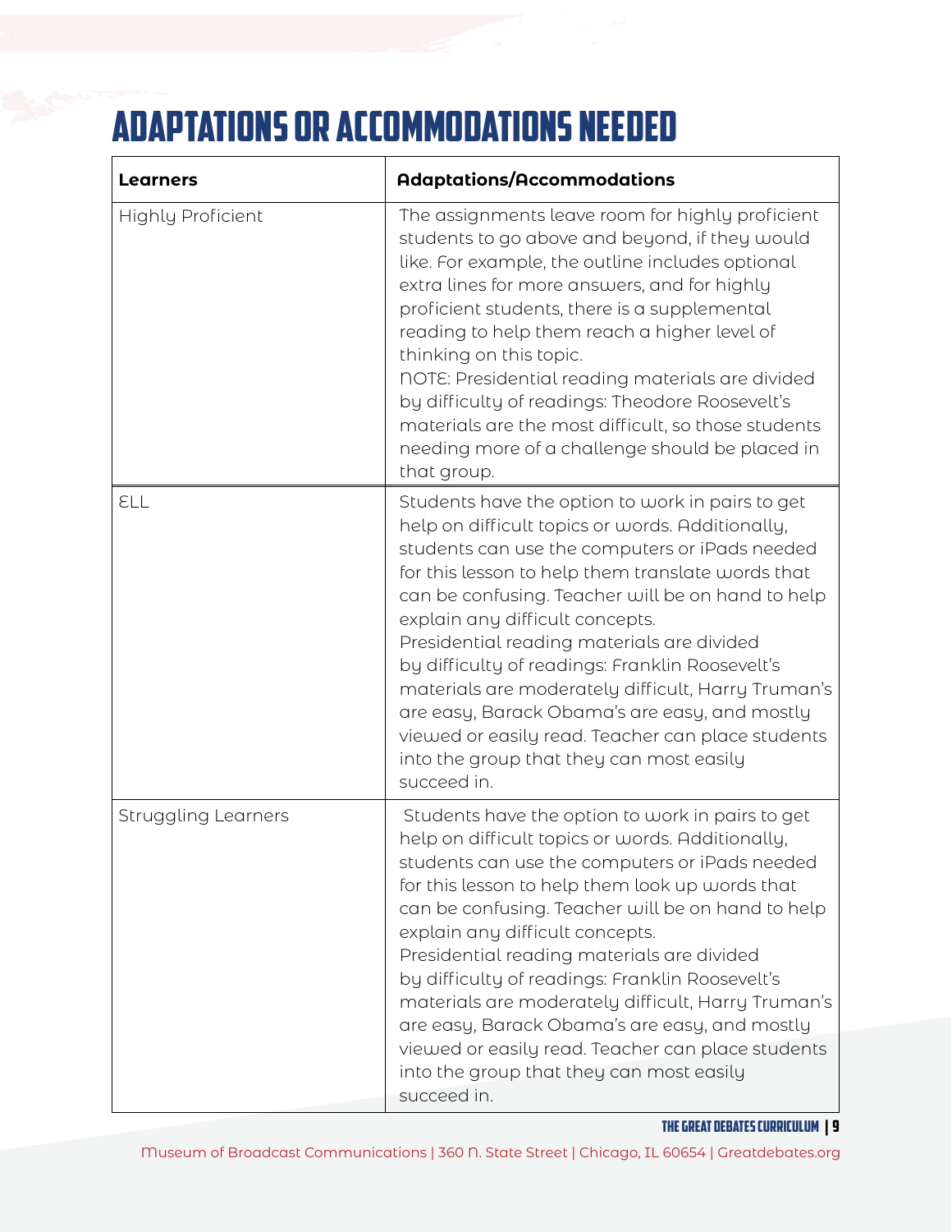# Adaptations or Accommodations Needed

| Learners | Adaptations/Accommodations |
|---|---|
| Highly Proficient | The assignments leave room for highly proficient students to go above and beyond, if they would like. For example, the outline includes optional extra lines for more answers, and for highly proficient students, there is a supplemental reading to help them reach a higher level of thinking on this topic.<br>NOTE: Presidential reading materials are divided by difficulty of readings: Theodore Roosevelt's materials are the most difficult, so those students needing more of a challenge should be placed in that group. |
| ELL | Students have the option to work in pairs to get help on difficult topics or words. Additionally, students can use the computers or iPads needed for this lesson to help them translate words that can be confusing. Teacher will be on hand to help explain any difficult concepts.<br>Presidential reading materials are divided by difficulty of readings: Franklin Roosevelt's materials are moderately difficult, Harry Truman's are easy, Barack Obama's are easy, and mostly viewed or easily read. Teacher can place students into the group that they can most easily succeed in. |
| Struggling Learners | Students have the option to work in pairs to get help on difficult topics or words. Additionally, students can use the computers or iPads needed for this lesson to help them look up words that can be confusing. Teacher will be on hand to help explain any difficult concepts.<br>Presidential reading materials are divided by difficulty of readings: Franklin Roosevelt's materials are moderately difficult, Harry Truman's are easy, Barack Obama's are easy, and mostly viewed or easily read. Teacher can place students into the group that they can most easily succeed in. |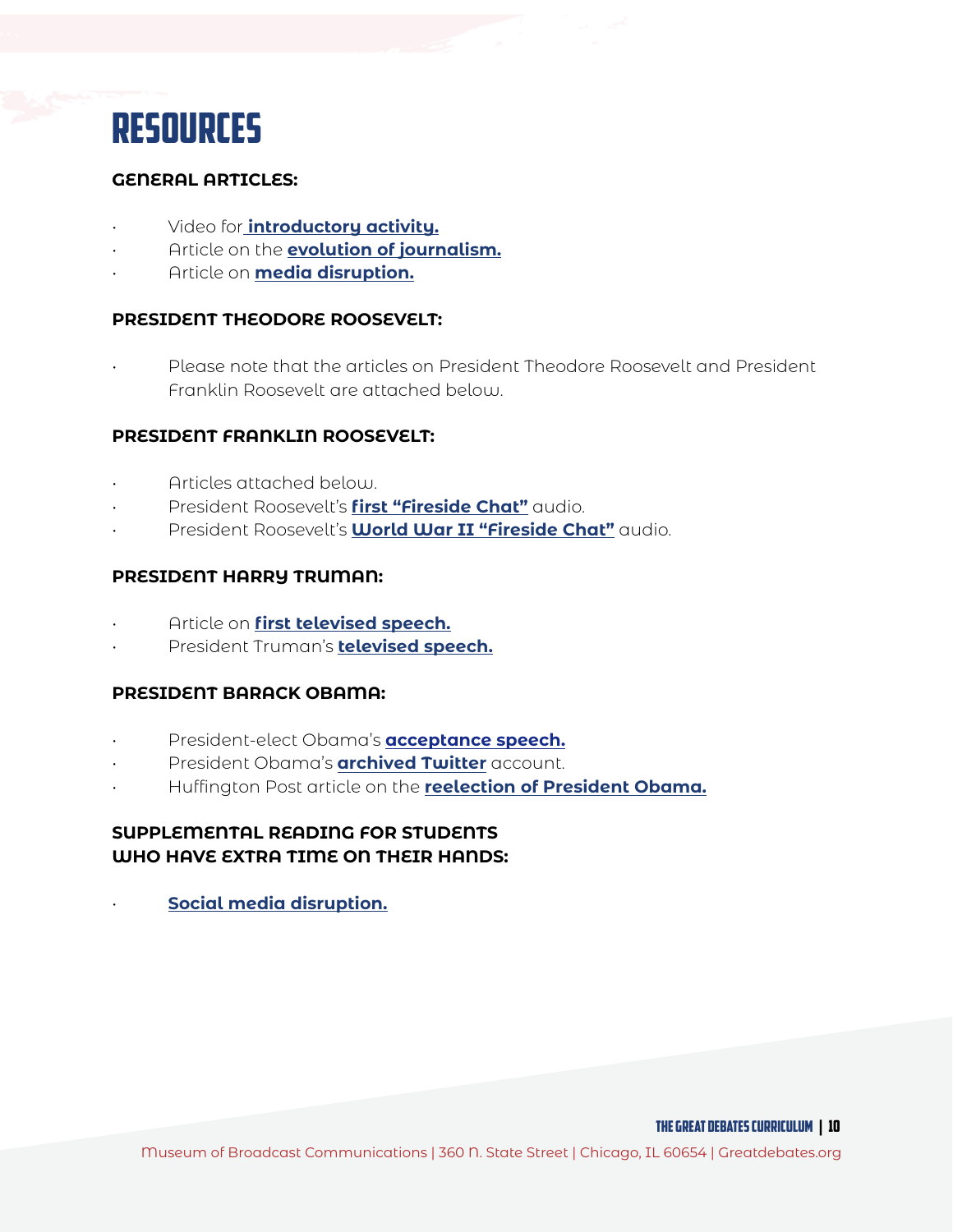# RESOURCES

## GENERAL ARTICLES:

- Video for **introductory activity.**
- Article on the **evolution of journalism.**
- Article on **media disruption.**

## PRESIDENT THEODORE ROOSEVELT:

- Please note that the articles on President Theodore Roosevelt and President Franklin Roosevelt are attached below.

## PRESIDENT FRANKLIN ROOSEVELT:

- Articles attached below.
- President Roosevelt's **first "Fireside Chat"** audio.
- President Roosevelt's **World War II "Fireside Chat"** audio.

## PRESIDENT HARRY TRUMAN:

- Article on **first televised speech.**
- President Truman's **televised speech.**

## PRESIDENT BARACK OBAMA:

- President-elect Obama's **acceptance speech.**
- President Obama's **archived Twitter** account.
- Huffington Post article on the **reelection of President Obama.**

## SUPPLEMENTAL READING FOR STUDENTS WHO HAVE EXTRA TIME ON THEIR HANDS:

- **Social media disruption.**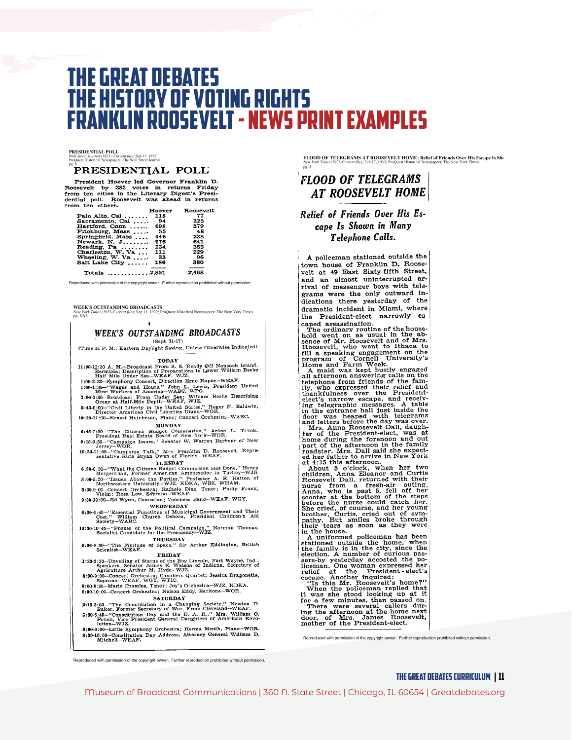# THE GREAT DEBATES
# THE HISTORY OF VOTING RIGHTS
# FRANKLIN ROOSEVELT - NEWS PRINT EXAMPLES

**PRESIDENTIAL POLL**
*Wall Street Journal (1923 - Current file);* Sep 17, 1932;
ProQuest Historical Newspapers: The Wall Street Journal
pg. 8

## PRESIDENTIAL POLL

President Hoover led Governor Franklin D. Roosevelt by 383 votes in returns Friday from ten cities in the Literary Digest's Presidential poll. Roosevelt was ahead in returns from ten others.

| | Hoover | Roosevelt |
|---|---|---|
| Palo Alto, Cal | 118 | 77 |
| Sacramento, Cal | 94 | 325 |
| Hartford, Conn | 698 | 379 |
| Fitchburg, Mass | 55 | 48 |
| Springfield, Mass | 446 | 238 |
| Newark, N. J. | 976 | 641 |
| Reading, Pa | 234 | 355 |
| Charleston, W. Va | 111 | 229 |
| Wheeling, W. Va | 33 | 96 |
| Salt Lake City | 186 | 380 |
| Totals | 2,851 | 2,468 |

Reproduced with permission of the copyright owner. Further reproduction prohibited without permission.

**WEEK'S OUTSTANDING BROADCASTS**
*New York Times (1923-Current file);* Sep 11, 1932; ProQuest Historical Newspapers: The New York Times
pg. XX8

## *WEEK'S OUTSTANDING BROADCASTS*

(Sept. 11-17)

(Time Is P. M., Eastern Daylight Saving, Unless Otherwise Indicated)

**TODAY**

11:00-11:30 A. M.—Broadcast From S. S. Ready Off Nonsuch Island, Bermuda; Description of Preparations to Lower William Beebe Half Mile Under Sea—WEAF, WJZ.
1:00-2:30—Symphony Concert, Direction Erno Rapee—WEAF.
1:00-1:30—"Wages and Hours," John L. Lewis, President United Mine Workers of America—WABC, WPG.
2:00-2:30—Broadcast From Under Sea; William Beebe Describing Ocean at Half-Mile Depth—WEAF, WJZ.
5:45-6:00—"Civil Liberty in the United States," Roger N. Baldwin, Director American Civil Liberties Union—WOR.
10:30-11:00—Ernest Hutcheson, Piano; Concert Orchestra—WABC.

**MONDAY**

6:45-7:00—"The Citizens Budget Commission," Anton L. Trunk, President Real Estate Board of New York—WOR.
9:15-9:30—"Campaign Issues," Senator W. Warren Barbour of New Jersey—WOR.
10:30-11:00—"Campaign Talk," Mrs. Franklin D. Roosevelt, Representative Ruth Bryan Owen of Florida—WEAF.

**TUESDAY**

6:30-6:30—"What the Citizens Budget Commission Has Done," Henry Morgenthau, Former American Ambassador to Turkey—WJZ.
8:00-8:30—"Issues Above the Parties," Professor A. R. Hatton of Northwestern University—WJZ, KDKA, WBZ, WHAM.
8:30-9:00—Concert Orchestra; Rafaelo Diaz, Tenor; Philip Frank, Violin; Rosa Low, Soprano—WEAF.
9:30-10:00—Ed Wynn, Comedian; Voorhees Band—WEAF, WGY.

**WEDNESDAY**

6:30-6:45—"Essential Functions of Municipal Government and Their Cost," William Church Osborn, President Children's Aid Society—WABC.
10:30-10:45—"Phases of the Political Campaign," Norman Thomas, Socialist Candidate for the Presidency—WJZ.

**THURSDAY**

8:00-8:30—"The Finitude of Space," Sir Arthur Eddington, British Scientist—WEAF.

**FRIDAY**

1:30-2:30—Unveiling of Statue of the Boy Lincoln, Fort Wayne, Ind.; Speakers, Senator James E. Watson of Indiana, Secretary of Agriculture Arthur M. Hyde—WJZ.
8:00-9:00—Concert Orchestra; Cavaliers Quartet; Jessica Dragonette, Soprano—WEAF, WGY, WTIC.
8:00-8:30—Mario Chamlee, Tenor; Joy's Orchestra—WJZ, KDKA.
9:00-10:00—Concert Orchestra; Nelson Eddy, Baritone—WOR.

**SATURDAY**

2:15-3:00—"The Constitution in a Changing Society," Newton D. Baker, Former Secretary of War, From Cleveland—WEAF.
5:30-5:45—"Constitution Day and the D. A. R.," Mrs. William O. Pouch, Vice President General Daughters of American Revolution—WJZ.
8:00-9:00—Little Symphony Orchestra; Herma Menth, Piano—WOR.
9:30-10:00—Constitution Day Address, Attorney General William D. Mitchell—WEAF.

Reproduced with permission of the copyright owner. Further reproduction prohibited without permission.

**FLOOD OF TELEGRAMS AT ROOSEVELT HOME: Relief of Friends Over His Escape Is Sho**
*New York Times (1923-Current file);* Feb 17, 1933; ProQuest Historical Newspapers: The New York Times
pg. 3

## *FLOOD OF TELEGRAMS AT ROOSEVELT HOME*

### *Relief of Friends Over His Escape Is Shown in Many Telephone Calls.*

A policeman stationed outside the town house of Franklin D. Roosevelt at 49 East Sixty-fifth Street, and an almost uninterrupted arrival of messenger boys with telegrams were the only outward indications there yesterday of the dramatic incident in Miami, where the President-elect narrowly escaped assassination.

The ordinary routine of the household went on as usual in the absence of Mr. Roosevelt and of Mrs. Roosevelt, who went to Ithaca to fill a speaking engagement on the program of Cornell University's Home and Farm Week.

A maid was kept busily engaged all afternoon answering calls on the telephone from friends of the family, who expressed their relief and thankfulness over the President-elect's narrow escape, and receiving telegraphic messages. A table in the entrance hall just inside the door was heaped with telegrams and letters before the day was over.

Mrs. Anna Roosevelt Dall, daughter of the President-elect, was at home during the forenoon and out part of the afternoon in the family roadster. Mrs. Dall said she expected her father to arrive in New York at 4:15 this afternoon.

About 5 o'clock, when her two children, Anna Eleanor and Curtis Roosevelt Dall, returned with their nurse from a fresh-air outing, Anna, who is past 5, fell off her scooter at the bottom of the steps before the nurse could catch her. She cried, of course, and her young brother, Curtis, cried out of sympathy. But smiles broke through their tears as soon as they were in the house.

A uniformed policeman has been stationed outside the home, when the family is in the city, since the election. A number of curious passers-by yesterday accosted the policeman. One woman expressed her relief at the President-elect's escape. Another inquired:

"Is this Mr. Roosevelt's home?"

When the policeman replied that it was she stood looking up at it for a few minutes, then passed on.

There were several callers during the afternoon at the home next door, of Mrs. James Roosevelt, mother of the President-elect.

Reproduced with permission of the copyright owner. Further reproduction prohibited without permission.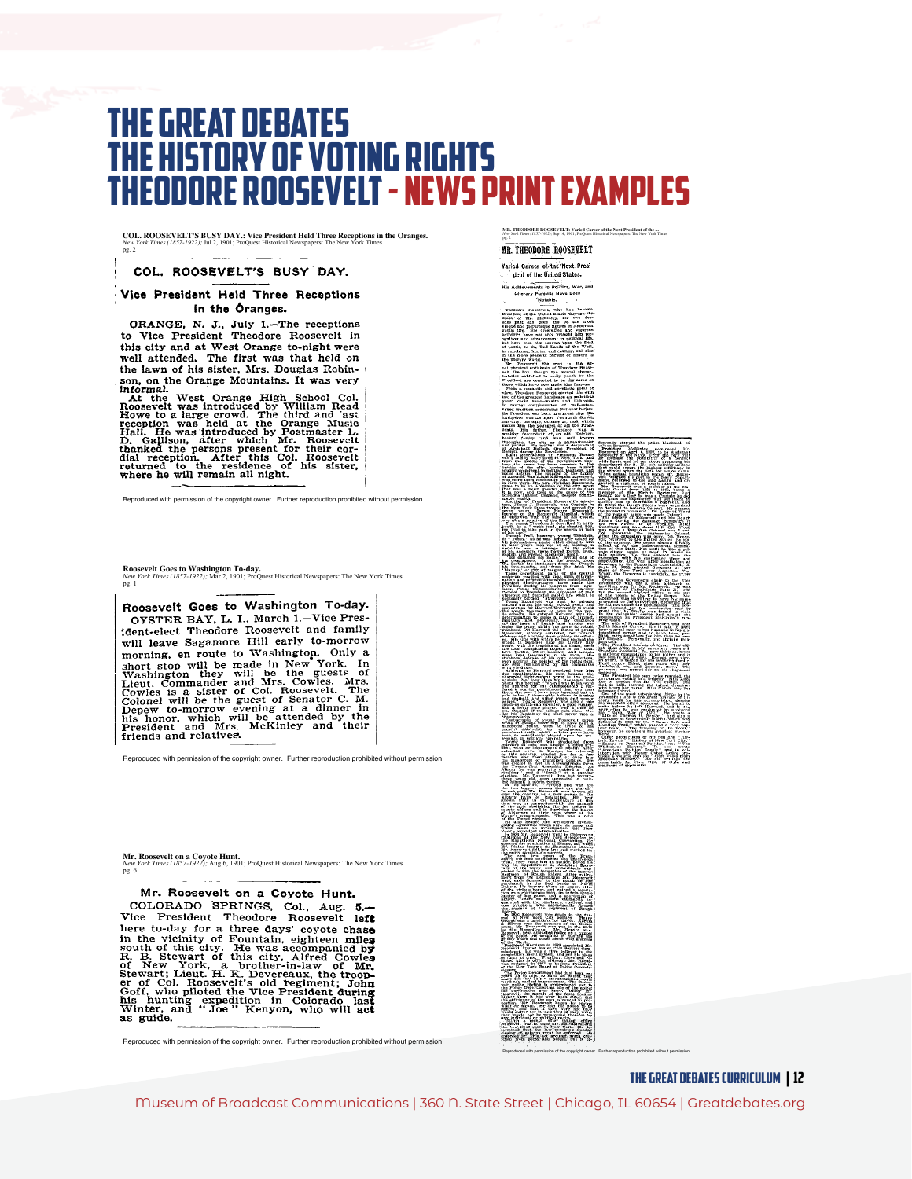# THE GREAT DEBATES
# THE HISTORY OF VOTING RIGHTS
# THEODORE ROOSEVELT - NEWS PRINT EXAMPLES

**COL. ROOSEVELT'S BUSY DAY.: Vice President Held Three Receptions in the Oranges.**
*New York Times (1857-1922);* Jul 2, 1901; ProQuest Historical Newspapers: The New York Times
pg. 2

### COL. ROOSEVELT'S BUSY DAY.

### Vice President Held Three Receptions in the Oranges.

ORANGE, N. J., July 1.—The receptions to Vice President Theodore Roosevelt in this city and at West Orange to-night were well attended. The first was that held on the lawn of his sister, Mrs. Douglas Robinson, on the Orange Mountains. It was very informal.

At the West Orange High School Col. Roosevelt was introduced by William Read Howe to a large crowd. The third and last reception was held at the Orange Music Hall. He was introduced by Postmaster L. D. Gallison, after which Mr. Roosevelt thanked the persons present for their cordial reception. After this Col. Roosevelt returned to the residence of his sister, where he will remain all night.

Reproduced with permission of the copyright owner. Further reproduction prohibited without permission.

**Roosevelt Goes to Washington To-day.**
*New York Times (1857-1922);* Mar 2, 1901; ProQuest Historical Newspapers: The New York Times
pg. 1

### Roosevelt Goes to Washington To-day.

OYSTER BAY, L. I., March 1.—Vice President-elect Theodore Roosevelt and family will leave Sagamore Hill early to-morrow morning, en route to Washington. Only a short stop will be made in New York. In Washington they will be the guests of Lieut. Commander and Mrs. Cowles. Mrs. Cowles is a sister of Col. Roosevelt. The Colonel will be the guest of Senator C. M. Depew to-morrow evening at a dinner in his honor, which will be attended by the President and Mrs. McKinley and their friends and relatives.

Reproduced with permission of the copyright owner. Further reproduction prohibited without permission.

**Mr. Roosevelt on a Coyote Hunt.**
*New York Times (1857-1922);* Aug 6, 1901; ProQuest Historical Newspapers: The New York Times
pg. 6

### Mr. Roosevelt on a Coyote Hunt.

COLORADO SPRINGS, Col., Aug. 5.—Vice President Theodore Roosevelt left here to-day for a three days' coyote chase in the vicinity of Fountain, eighteen miles south of this city. He was accompanied by R. B. Stewart of this city, Alfred Cowles of New York, a brother-in-law of Mr. Stewart; Lieut. H. K. Devereaux, the trooper of Col. Roosevelt's old regiment; John Goff, who piloted the Vice President during his hunting expedition in Colorado last Winter, and "Joe" Kenyon, who will act as guide.

Reproduced with permission of the copyright owner. Further reproduction prohibited without permission.

**MR. THEODORE ROOSEVELT: Varied Career of the Next President of the ...**
*New York Times (1857-1922);* Sep 14, 1901; ProQuest Historical Newspapers: The New York Times
pg. 2

### MR. THEODORE ROOSEVELT

### Varied Career of the Next President of the United States.

His Achievements in Politics, War, and Literary Pursuits Have Been Notable.

Reproduced with permission of the copyright owner. Further reproduction prohibited without permission.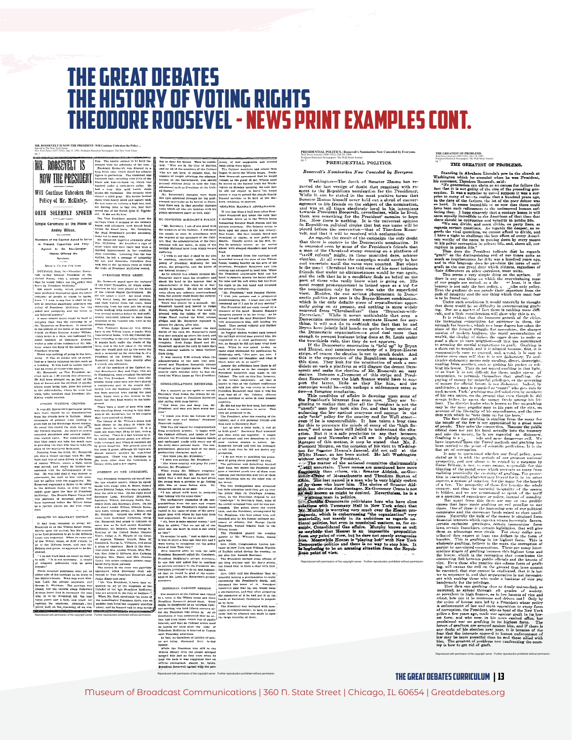# THE GREAT DEBATES
# THE HISTORY OF VOTING RIGHTS
# THEODORE ROOSEVELT - NEWS PRINT EXAMPLES CONT.

MR. ROOSEVELT IS NOW THE PRESIDENT: Will Continue Unbroken the Policy ...
Special to The New York Times.
New York Times (1857-1923); Sep 15, 1901; ProQuest Historical Newspapers: The New York Times
pg. 1

## MR. ROOSEVELT IS NOW THE PRESIDENT

### Will Continue Unbroken the Policy of Mr. McKinley.

### OATH SOLEMNLY SPOKEN

Simple Ceremony at the Home of Ansley Wilcox.

Members of the Cabinet Asked to Serve in Present Capacities and They Agreed to Do So — Senator Hanna Offered His Services.

Special to The New York Times.

Reproduced with permission of the copyright owner. Further reproduction prohibited without permission.

PRESIDENTIAL POLITICS.: Roosevelt's Nomination Now Conceded by Everyone.
Wall Street Journal (1889-1922); Feb 24, 1904;
ProQuest Historical Newspapers: The Wall Street Journal
pg. 2

## PRESIDENTIAL POLITICS.

### Roosevelt's Nomination Now Conceded by Everyone.

Reproduced with permission of the copyright owner. Further reproduction prohibited without permission.

THE GREATEST OF PROBLEMS.
Wall Street Journal (1889-1922); Nov 18, 1905;
ProQuest Historical Newspapers: The Wall Street Journal
pg. 1

## THE GREATEST OF PROBLEMS.

Standing in Abraham Lincoln's pew in the church at Washington which he attended when he was President, his successor, Theodore Roosevelt, said:

Reproduced with permission of the copyright owner. Further reproduction prohibited without permission.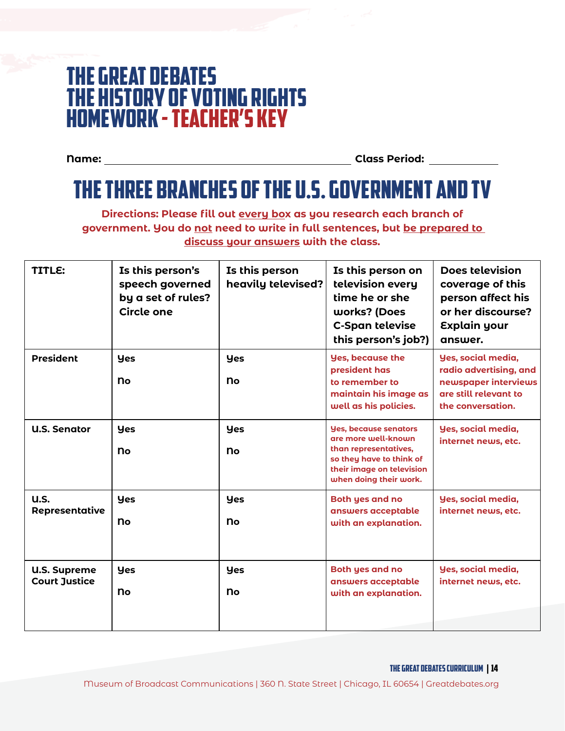# THE GREAT DEBATES
# THE HISTORY OF VOTING RIGHTS
# HOMEWORK - TEACHER'S KEY

**Name:** ______________________________ **Class Period:** __________

## THE THREE BRANCHES OF THE U.S. GOVERNMENT AND TV

**Directions: Please fill out every box as you research each branch of government. You do not need to write in full sentences, but be prepared to discuss your answers with the class.**

| TITLE: | Is this person's speech governed by a set of rules? Circle one | Is this person heavily televised? | Is this person on television every time he or she works? (Does C-Span televise this person's job?) | Does television coverage of this person affect his or her discourse? Explain your answer. |
|---|---|---|---|---|
| **President** | Yes<br>No | Yes<br>No | Yes, because the president has to remember to maintain his image as well as his policies. | Yes, social media, radio advertising, and newspaper interviews are still relevant to the conversation. |
| **U.S. Senator** | Yes<br>No | Yes<br>No | Yes, because senators are more well-known than representatives, so they have to think of their image on television when doing their work. | Yes, social media, internet news, etc. |
| **U.S. Representative** | Yes<br>No | Yes<br>No | Both yes and no answers acceptable with an explanation. | Yes, social media, internet news, etc. |
| **U.S. Supreme Court Justice** | Yes<br>No | Yes<br>No | Both yes and no answers acceptable with an explanation. | Yes, social media, internet news, etc. |

Museum of Broadcast Communications | 360 N. State Street | Chicago, IL 60654 | Greatdebates.org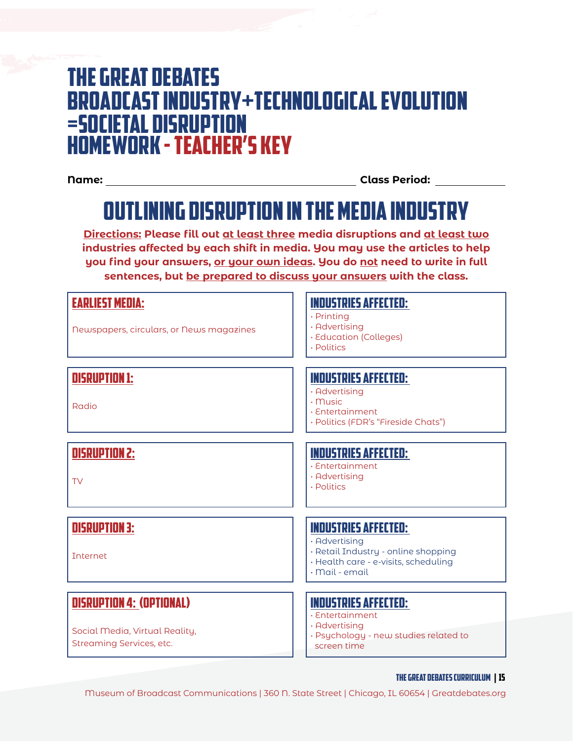# The Great Debates
# Broadcast Industry+Technological Evolution =Societal Disruption
# Homework - Teacher's Key

**Name:** ______________________ **Class Period:** __________

## Outlining Disruption in the Media Industry

**Directions: Please fill out at least three media disruptions and at least two industries affected by each shift in media. You may use the articles to help you find your answers, or your own ideas. You do not need to write in full sentences, but be prepared to discuss your answers with the class.**

| Media | Industries Affected |
| --- | --- |
| **Earliest Media:** Newspapers, circulars, or News magazines | • Printing<br>• Advertising<br>• Education (Colleges)<br>• Politics |
| **Disruption 1:** Radio | • Advertising<br>• Music<br>• Entertainment<br>• Politics (FDR's "Fireside Chats") |
| **Disruption 2:** TV | • Entertainment<br>• Advertising<br>• Politics |
| **Disruption 3:** Internet | • Advertising<br>• Retail Industry - online shopping<br>• Health care - e-visits, scheduling<br>• Mail - email |
| **Disruption 4: (Optional)** Social Media, Virtual Reality, Streaming Services, etc. | • Entertainment<br>• Advertising<br>• Psychology - new studies related to screen time |

Museum of Broadcast Communications | 360 N. State Street | Chicago, IL 60654 | Greatdebates.org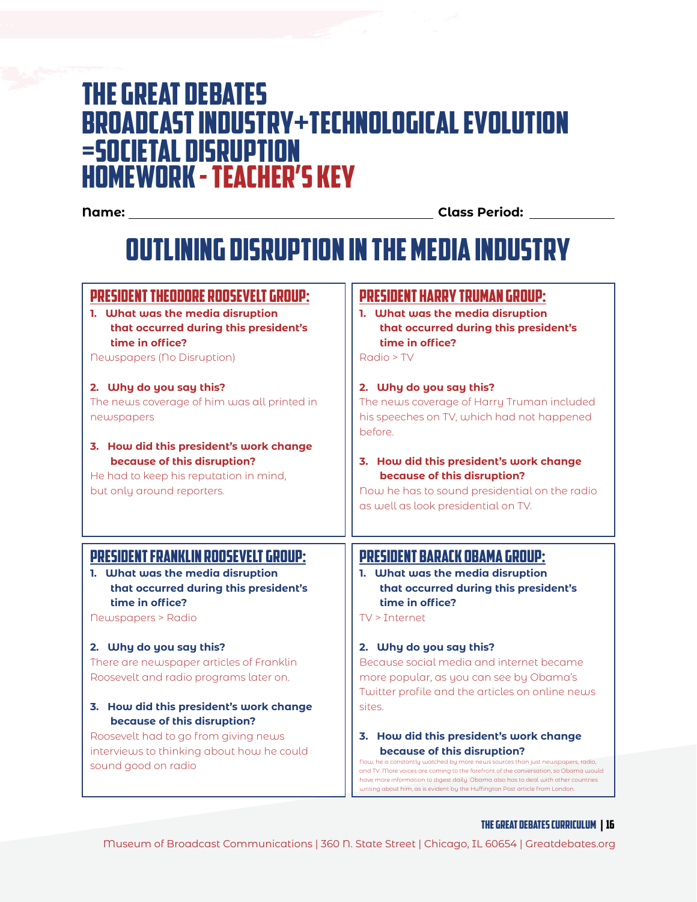# The Great Debates
# Broadcast Industry+Technological Evolution =Societal Disruption
# Homework - Teacher's Key

**Name:** ______________________________ **Class Period:** __________

## Outlining Disruption in the Media Industry

### President Theodore Roosevelt Group:

**1. What was the media disruption that occurred during this president's time in office?**

Newspapers (No Disruption)

**2. Why do you say this?**

The news coverage of him was all printed in newspapers

**3. How did this president's work change because of this disruption?**

He had to keep his reputation in mind, but only around reporters.

### President Harry Truman Group:

**1. What was the media disruption that occurred during this president's time in office?**

Radio > TV

**2. Why do you say this?**

The news coverage of Harry Truman included his speeches on TV, which had not happened before.

**3. How did this president's work change because of this disruption?**

Now he has to sound presidential on the radio as well as look presidential on TV.

### President Franklin Roosevelt Group:

**1. What was the media disruption that occurred during this president's time in office?**

Newspapers > Radio

**2. Why do you say this?**

There are newspaper articles of Franklin Roosevelt and radio programs later on.

**3. How did this president's work change because of this disruption?**

Roosevelt had to go from giving news interviews to thinking about how he could sound good on radio

### President Barack Obama Group:

**1. What was the media disruption that occurred during this president's time in office?**

TV > Internet

**2. Why do you say this?**

Because social media and internet became more popular, as you can see by Obama's Twitter profile and the articles on online news sites.

**3. How did this president's work change because of this disruption?**

Now, he is constantly watched by more news sources than just newspapers, radio, and TV. More voices are coming to the forefront of the conversation, so Obama would have more information to digest daily. Obama also has to deal with other countries writing about him, as is evident by the Huffington Post article from London.

Museum of Broadcast Communications | 360 N. State Street | Chicago, IL 60654 | Greatdebates.org